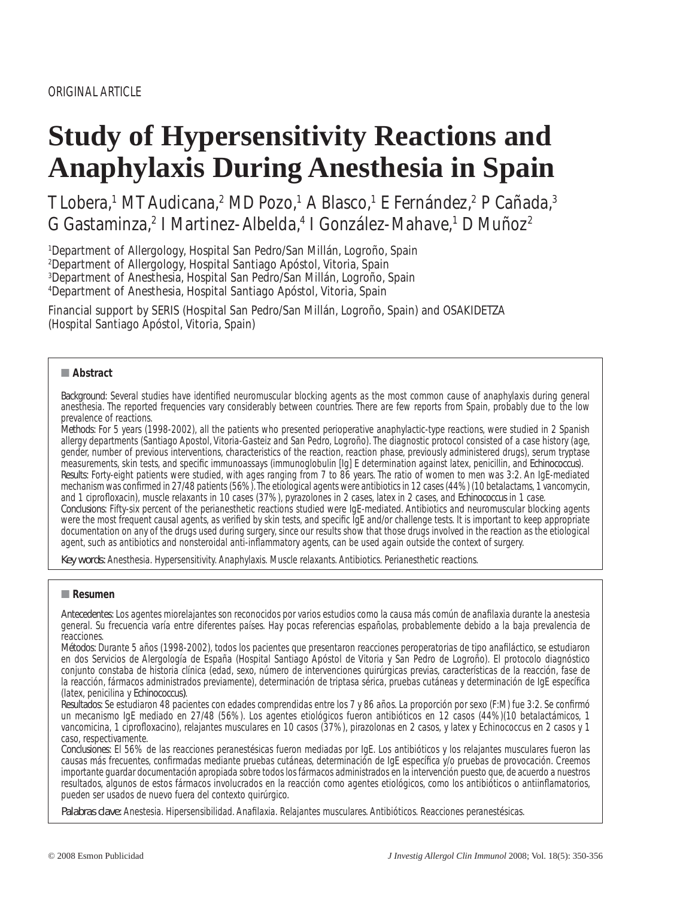ORIGINAL ARTICLE

# Study of Hypersensitivity Reactions and Anaphylaxis During Anesthesia in Spain

T Lobera,[1] MT Audicana,[2] MD Pozo,[1] A Blasco,[1] E Fernández,[2] P Cañada,[3] G Gastaminza,[2] I Martinez-Albelda,[4] I González-Mahave,[1] D Muñoz[2]

[1]Department of Allergology, Hospital San Pedro/San Millán, Logroño, Spain
[2]Department of Allergology, Hospital Santiago Apóstol, Vitoria, Spain
[3]Department of Anesthesia, Hospital San Pedro/San Millán, Logroño, Spain
[4]Department of Anesthesia, Hospital Santiago Apóstol, Vitoria, Spain

Financial support by SERIS (Hospital San Pedro/San Millán, Logroño, Spain) and OSAKIDETZA (Hospital Santiago Apóstol, Vitoria, Spain)

## Abstract

*Background:* Several studies have identified neuromuscular blocking agents as the most common cause of anaphylaxis during general anesthesia. The reported frequencies vary considerably between countries. There are few reports from Spain, probably due to the low prevalence of reactions.

*Methods:* For 5 years (1998-2002), all the patients who presented perioperative anaphylactic-type reactions, were studied in 2 Spanish allergy departments (Santiago Apostol, Vitoria-Gasteiz and San Pedro, Logroño). The diagnostic protocol consisted of a case history (age, gender, number of previous interventions, characteristics of the reaction, reaction phase, previously administered drugs), serum tryptase measurements, skin tests, and specific immunoassays (immunoglobulin [Ig] E determination against latex, penicillin, and *Echinococcus*).

*Results:* Forty-eight patients were studied, with ages ranging from 7 to 86 years. The ratio of women to men was 3:2. An IgE-mediated mechanism was confirmed in 27/48 patients (56%). The etiological agents were antibiotics in 12 cases (44%) (10 betalactams, 1 vancomycin, and 1 ciprofloxacin), muscle relaxants in 10 cases (37%), pyrazolones in 2 cases, latex in 2 cases, and *Echinococcus* in 1 case.

*Conclusions:* Fifty-six percent of the perianesthetic reactions studied were IgE-mediated. Antibiotics and neuromuscular blocking agents were the most frequent causal agents, as verified by skin tests, and specific IgE and/or challenge tests. It is important to keep appropriate documentation on any of the drugs used during surgery, since our results show that those drugs involved in the reaction as the etiological agent, such as antibiotics and nonsteroidal anti-inflammatory agents, can be used again outside the context of surgery.

*Key words:* Anesthesia. Hypersensitivity. Anaphylaxis. Muscle relaxants. Antibiotics. Perianesthetic reactions.

## Resumen

*Antecedentes:* Los agentes miorelajantes son reconocidos por varios estudios como la causa más común de anafilaxia durante la anestesia general. Su frecuencia varía entre diferentes países. Hay pocas referencias españolas, probablemente debido a la baja prevalencia de reacciones.

*Métodos:* Durante 5 años (1998-2002), todos los pacientes que presentaron reacciones peroperatorias de tipo anafiláctico, se estudiaron en dos Servicios de Alergología de España (Hospital Santiago Apóstol de Vitoria y San Pedro de Logroño). El protocolo diagnóstico conjunto constaba de historia clínica (edad, sexo, número de intervenciones quirúrgicas previas, características de la reacción, fase de la reacción, fármacos administrados previamente), determinación de triptasa sérica, pruebas cutáneas y determinación de IgE específica (latex, penicilina y *Echinococcus*).

*Resultados:* Se estudiaron 48 pacientes con edades comprendidas entre los 7 y 86 años. La proporción por sexo (F:M) fue 3:2. Se confirmó un mecanismo IgE mediado en 27/48 (56%). Los agentes etiológicos fueron antibióticos en 12 casos (44%)(10 betalactámicos, 1 vancomicina, 1 ciprofloxacino), relajantes musculares en 10 casos (37%), pirazolonas en 2 casos, y latex y Echinococcus en 2 casos y 1 caso, respectivamente.

*Conclusiones:* El 56% de las reacciones peranestésicas fueron mediadas por IgE. Los antibióticos y los relajantes musculares fueron las causas más frecuentes, confirmadas mediante pruebas cutáneas, determinación de IgE específica y/o pruebas de provocación. Creemos importante guardar documentación apropiada sobre todos los fármacos administrados en la intervención puesto que, de acuerdo a nuestros resultados, algunos de estos fármacos involucrados en la reacción como agentes etiológicos, como los antibióticos o antiinflamatorios, pueden ser usados de nuevo fuera del contexto quirúrgico.

*Palabras clave:* Anestesia. Hipersensibilidad. Anafilaxia. Relajantes musculares. Antibióticos. Reacciones peranestésicas.

© 2008 Esmon Publicidad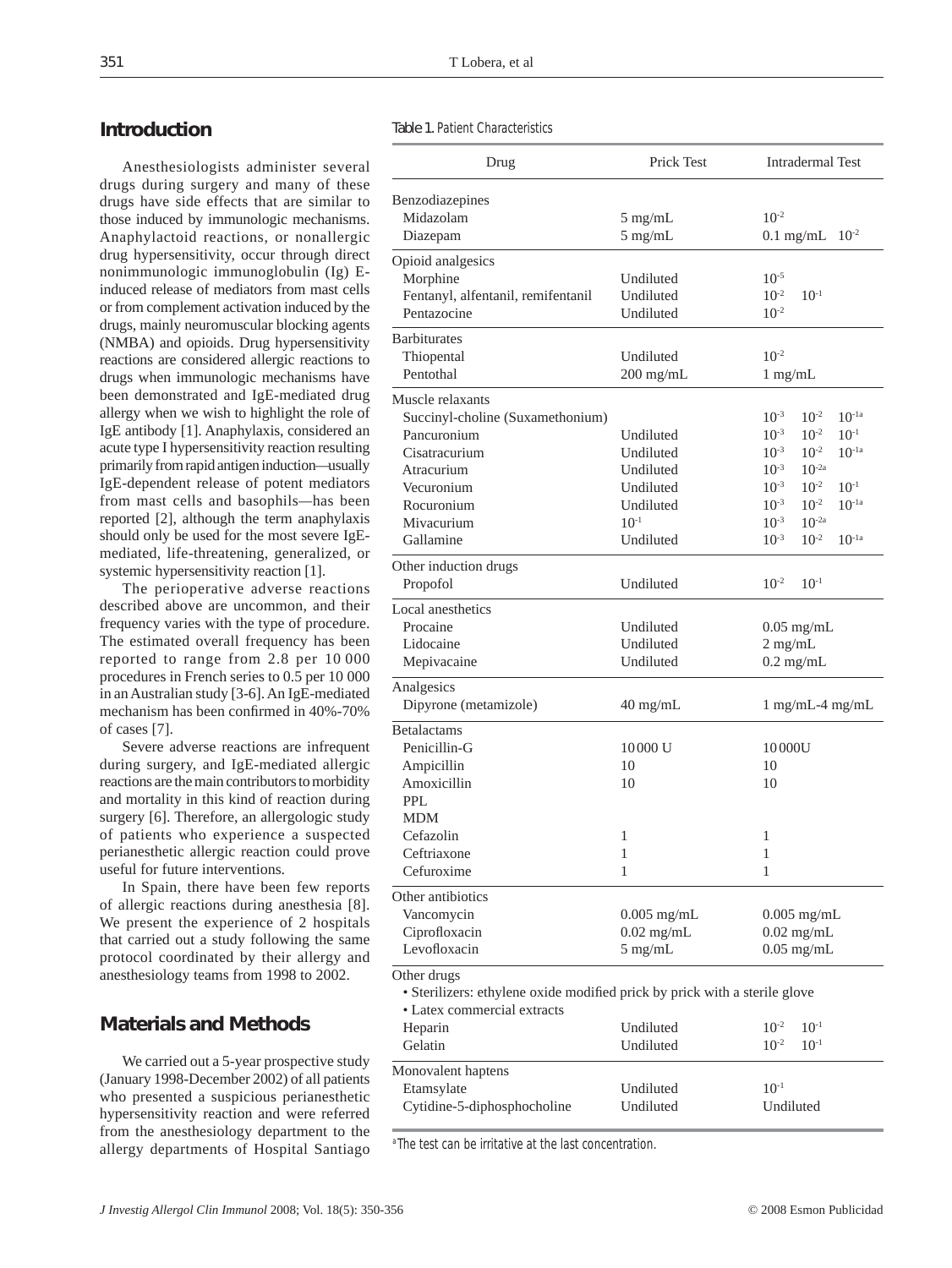## Introduction

Anesthesiologists administer several drugs during surgery and many of these drugs have side effects that are similar to those induced by immunologic mechanisms. Anaphylactoid reactions, or nonallergic drug hypersensitivity, occur through direct nonimmunologic immunoglobulin (Ig) E-induced release of mediators from mast cells or from complement activation induced by the drugs, mainly neuromuscular blocking agents (NMBA) and opioids. Drug hypersensitivity reactions are considered allergic reactions to drugs when immunologic mechanisms have been demonstrated and IgE-mediated drug allergy when we wish to highlight the role of IgE antibody [1]. Anaphylaxis, considered an acute type I hypersensitivity reaction resulting primarily from rapid antigen induction—usually IgE-dependent release of potent mediators from mast cells and basophils—has been reported [2], although the term anaphylaxis should only be used for the most severe IgE-mediated, life-threatening, generalized, or systemic hypersensitivity reaction [1].

The perioperative adverse reactions described above are uncommon, and their frequency varies with the type of procedure. The estimated overall frequency has been reported to range from 2.8 per 10 000 procedures in French series to 0.5 per 10 000 in an Australian study [3-6]. An IgE-mediated mechanism has been confirmed in 40%-70% of cases [7].

Severe adverse reactions are infrequent during surgery, and IgE-mediated allergic reactions are the main contributors to morbidity and mortality in this kind of reaction during surgery [6]. Therefore, an allergologic study of patients who experience a suspected perianesthetic allergic reaction could prove useful for future interventions.

In Spain, there have been few reports of allergic reactions during anesthesia [8]. We present the experience of 2 hospitals that carried out a study following the same protocol coordinated by their allergy and anesthesiology teams from 1998 to 2002.

## Materials and Methods

We carried out a 5-year prospective study (January 1998-December 2002) of all patients who presented a suspicious perianesthetic hypersensitivity reaction and were referred from the anesthesiology department to the allergy departments of Hospital Santiago

Table 1. Patient Characteristics

| Drug | Prick Test | Intradermal Test |
|---|---|---|
| **Benzodiazepines** | | |
| Midazolam | 5 mg/mL | $10^{-2}$ |
| Diazepam | 5 mg/mL | 0.1 mg/mL $10^{-2}$ |
| **Opioid analgesics** | | |
| Morphine | Undiluted | $10^{-5}$ |
| Fentanyl, alfentanil, remifentanil | Undiluted | $10^{-2}$ $10^{-1}$ |
| Pentazocine | Undiluted | $10^{-2}$ |
| **Barbiturates** | | |
| Thiopental | Undiluted | $10^{-2}$ |
| Pentothal | 200 mg/mL | 1 mg/mL |
| **Muscle relaxants** | | |
| Succinyl-choline (Suxamethonium) | | $10^{-3}$ $10^{-2}$ $10^{-1a}$ |
| Pancuronium | Undiluted | $10^{-3}$ $10^{-2}$ $10^{-1}$ |
| Cisatracurium | Undiluted | $10^{-3}$ $10^{-2}$ $10^{-1a}$ |
| Atracurium | Undiluted | $10^{-3}$ $10^{-2a}$ |
| Vecuronium | Undiluted | $10^{-3}$ $10^{-2}$ $10^{-1}$ |
| Rocuronium | Undiluted | $10^{-3}$ $10^{-2}$ $10^{-1a}$ |
| Mivacurium | $10^{-1}$ | $10^{-3}$ $10^{-2a}$ |
| Gallamine | Undiluted | $10^{-3}$ $10^{-2}$ $10^{-1a}$ |
| **Other induction drugs** | | |
| Propofol | Undiluted | $10^{-2}$ $10^{-1}$ |
| **Local anesthetics** | | |
| Procaine | Undiluted | 0.05 mg/mL |
| Lidocaine | Undiluted | 2 mg/mL |
| Mepivacaine | Undiluted | 0.2 mg/mL |
| **Analgesics** | | |
| Dipyrone (metamizole) | 40 mg/mL | 1 mg/mL-4 mg/mL |
| **Betalactams** | | |
| Penicillin-G | 10 000 U | 10 000U |
| Ampicillin | 10 | 10 |
| Amoxicillin | 10 | 10 |
| PPL | | |
| MDM | | |
| Cefazolin | 1 | 1 |
| Ceftriaxone | 1 | 1 |
| Cefuroxime | 1 | 1 |
| **Other antibiotics** | | |
| Vancomycin | 0.005 mg/mL | 0.005 mg/mL |
| Ciprofloxacin | 0.02 mg/mL | 0.02 mg/mL |
| Levofloxacin | 5 mg/mL | 0.05 mg/mL |
| **Other drugs** | | |
| • Sterilizers: ethylene oxide modified prick by prick with a sterile glove | | |
| • Latex commercial extracts | | |
| Heparin | Undiluted | $10^{-2}$ $10^{-1}$ |
| Gelatin | Undiluted | $10^{-2}$ $10^{-1}$ |
| **Monovalent haptens** | | |
| Etamsylate | Undiluted | $10^{-1}$ |
| Cytidine-5-diphosphocholine | Undiluted | Undiluted |

[a] The test can be irritative at the last concentration.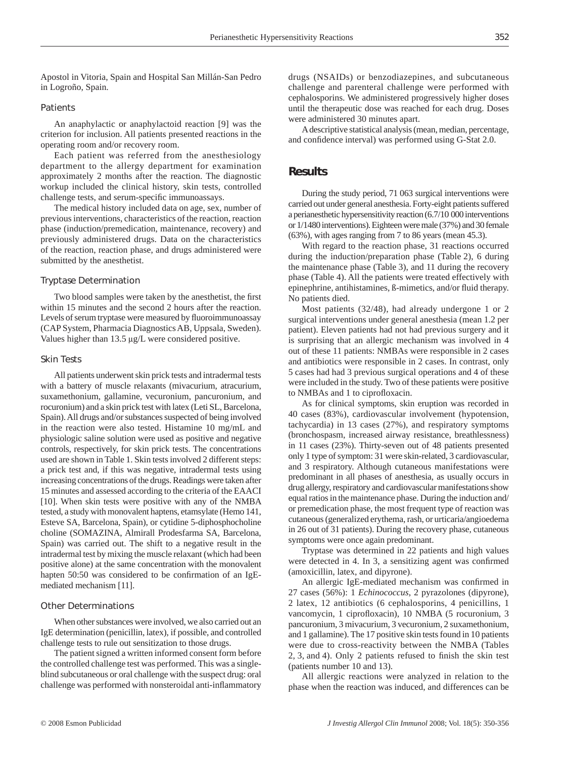Apostol in Vitoria, Spain and Hospital San Millán-San Pedro in Logroño, Spain.

### Patients

An anaphylactic or anaphylactoid reaction [9] was the criterion for inclusion. All patients presented reactions in the operating room and/or recovery room.

Each patient was referred from the anesthesiology department to the allergy department for examination approximately 2 months after the reaction. The diagnostic workup included the clinical history, skin tests, controlled challenge tests, and serum-specific immunoassays.

The medical history included data on age, sex, number of previous interventions, characteristics of the reaction, reaction phase (induction/premedication, maintenance, recovery) and previously administered drugs. Data on the characteristics of the reaction, reaction phase, and drugs administered were submitted by the anesthetist.

### Tryptase Determination

Two blood samples were taken by the anesthetist, the first within 15 minutes and the second 2 hours after the reaction. Levels of serum tryptase were measured by fluoroimmunoassay (CAP System, Pharmacia Diagnostics AB, Uppsala, Sweden). Values higher than 13.5 µg/L were considered positive.

### Skin Tests

All patients underwent skin prick tests and intradermal tests with a battery of muscle relaxants (mivacurium, atracurium, suxamethonium, gallamine, vecuronium, pancuronium, and rocuronium) and a skin prick test with latex (Leti SL, Barcelona, Spain). All drugs and/or substances suspected of being involved in the reaction were also tested. Histamine 10 mg/mL and physiologic saline solution were used as positive and negative controls, respectively, for skin prick tests. The concentrations used are shown in Table 1. Skin tests involved 2 different steps: a prick test and, if this was negative, intradermal tests using increasing concentrations of the drugs. Readings were taken after 15 minutes and assessed according to the criteria of the EAACI [10]. When skin tests were positive with any of the NMBA tested, a study with monovalent haptens, etamsylate (Hemo 141, Esteve SA, Barcelona, Spain), or cytidine 5-diphosphocholine choline (SOMAZINA, Almirall Prodesfarma SA, Barcelona, Spain) was carried out. The shift to a negative result in the intradermal test by mixing the muscle relaxant (which had been positive alone) at the same concentration with the monovalent hapten 50:50 was considered to be confirmation of an IgE-mediated mechanism [11].

### Other Determinations

When other substances were involved, we also carried out an IgE determination (penicillin, latex), if possible, and controlled challenge tests to rule out sensitization to those drugs.

The patient signed a written informed consent form before the controlled challenge test was performed. This was a single-blind subcutaneous or oral challenge with the suspect drug: oral challenge was performed with nonsteroidal anti-inflammatory drugs (NSAIDs) or benzodiazepines, and subcutaneous challenge and parenteral challenge were performed with cephalosporins. We administered progressively higher doses until the therapeutic dose was reached for each drug. Doses were administered 30 minutes apart.

A descriptive statistical analysis (mean, median, percentage, and confidence interval) was performed using G-Stat 2.0.

## Results

During the study period, 71 063 surgical interventions were carried out under general anesthesia. Forty-eight patients suffered a perianesthetic hypersensitivity reaction (6.7/10 000 interventions or 1/1480 interventions). Eighteen were male (37%) and 30 female (63%), with ages ranging from 7 to 86 years (mean 45.3).

With regard to the reaction phase, 31 reactions occurred during the induction/preparation phase (Table 2), 6 during the maintenance phase (Table 3), and 11 during the recovery phase (Table 4). All the patients were treated effectively with epinephrine, antihistamines, ß-mimetics, and/or fluid therapy. No patients died.

Most patients (32/48), had already undergone 1 or 2 surgical interventions under general anesthesia (mean 1.2 per patient). Eleven patients had not had previous surgery and it is surprising that an allergic mechanism was involved in 4 out of these 11 patients: NMBAs were responsible in 2 cases and antibiotics were responsible in 2 cases. In contrast, only 5 cases had had 3 previous surgical operations and 4 of these were included in the study. Two of these patients were positive to NMBAs and 1 to ciprofloxacin.

As for clinical symptoms, skin eruption was recorded in 40 cases (83%), cardiovascular involvement (hypotension, tachycardia) in 13 cases (27%), and respiratory symptoms (bronchospasm, increased airway resistance, breathlessness) in 11 cases (23%). Thirty-seven out of 48 patients presented only 1 type of symptom: 31 were skin-related, 3 cardiovascular, and 3 respiratory. Although cutaneous manifestations were predominant in all phases of anesthesia, as usually occurs in drug allergy, respiratory and cardiovascular manifestations show equal ratios in the maintenance phase. During the induction and/or premedication phase, the most frequent type of reaction was cutaneous (generalized erythema, rash, or urticaria/angioedema in 26 out of 31 patients). During the recovery phase, cutaneous symptoms were once again predominant.

Tryptase was determined in 22 patients and high values were detected in 4. In 3, a sensitizing agent was confirmed (amoxicillin, latex, and dipyrone).

An allergic IgE-mediated mechanism was confirmed in 27 cases (56%): 1 *Echinococcus*, 2 pyrazolones (dipyrone), 2 latex, 12 antibiotics (6 cephalosporins, 4 penicillins, 1 vancomycin, 1 ciprofloxacin), 10 NMBA (5 rocuronium, 3 pancuronium, 3 mivacurium, 3 vecuronium, 2 suxamethonium, and 1 gallamine). The 17 positive skin tests found in 10 patients were due to cross-reactivity between the NMBA (Tables 2, 3, and 4). Only 2 patients refused to finish the skin test (patients number 10 and 13).

All allergic reactions were analyzed in relation to the phase when the reaction was induced, and differences can be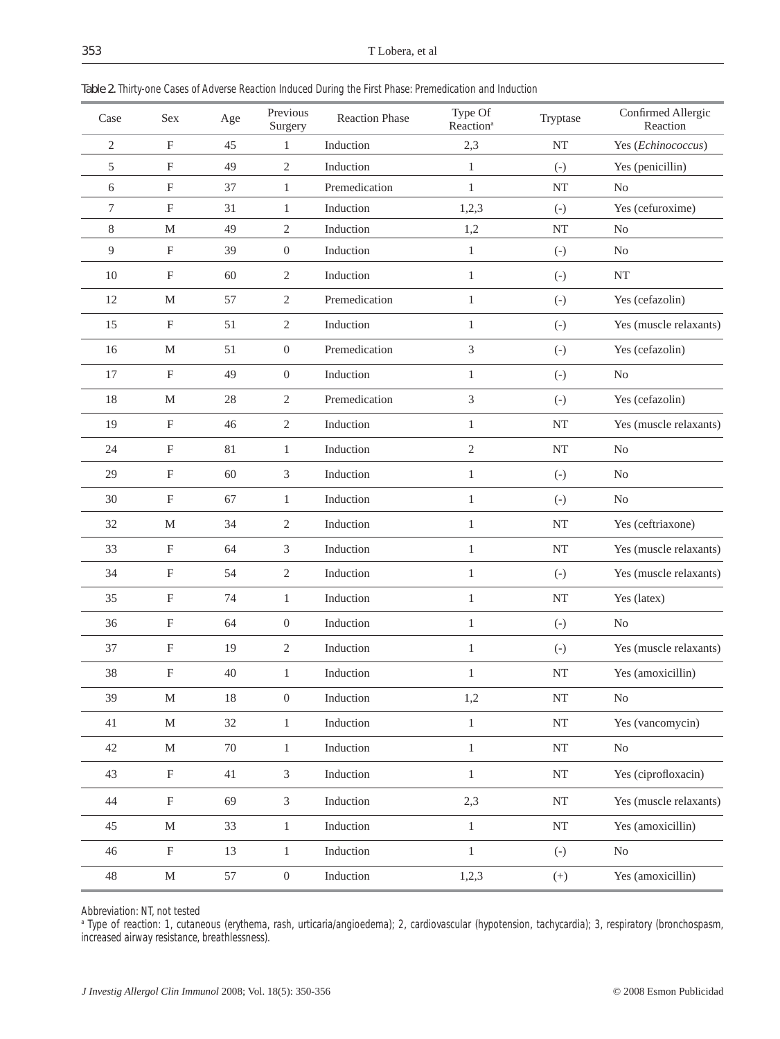**Table 2.** Thirty-one Cases of Adverse Reaction Induced During the First Phase: Premedication and Induction

| Case | Sex | Age | Previous Surgery | Reaction Phase | Type Of Reaction[a] | Tryptase | Confirmed Allergic Reaction |
|---|---|---|---|---|---|---|---|
| 2 | F | 45 | 1 | Induction | 2,3 | NT | Yes (*Echinococcus*) |
| 5 | F | 49 | 2 | Induction | 1 | (-) | Yes (penicillin) |
| 6 | F | 37 | 1 | Premedication | 1 | NT | No |
| 7 | F | 31 | 1 | Induction | 1,2,3 | (-) | Yes (cefuroxime) |
| 8 | M | 49 | 2 | Induction | 1,2 | NT | No |
| 9 | F | 39 | 0 | Induction | 1 | (-) | No |
| 10 | F | 60 | 2 | Induction | 1 | (-) | NT |
| 12 | M | 57 | 2 | Premedication | 1 | (-) | Yes (cefazolin) |
| 15 | F | 51 | 2 | Induction | 1 | (-) | Yes (muscle relaxants) |
| 16 | M | 51 | 0 | Premedication | 3 | (-) | Yes (cefazolin) |
| 17 | F | 49 | 0 | Induction | 1 | (-) | No |
| 18 | M | 28 | 2 | Premedication | 3 | (-) | Yes (cefazolin) |
| 19 | F | 46 | 2 | Induction | 1 | NT | Yes (muscle relaxants) |
| 24 | F | 81 | 1 | Induction | 2 | NT | No |
| 29 | F | 60 | 3 | Induction | 1 | (-) | No |
| 30 | F | 67 | 1 | Induction | 1 | (-) | No |
| 32 | M | 34 | 2 | Induction | 1 | NT | Yes (ceftriaxone) |
| 33 | F | 64 | 3 | Induction | 1 | NT | Yes (muscle relaxants) |
| 34 | F | 54 | 2 | Induction | 1 | (-) | Yes (muscle relaxants) |
| 35 | F | 74 | 1 | Induction | 1 | NT | Yes (latex) |
| 36 | F | 64 | 0 | Induction | 1 | (-) | No |
| 37 | F | 19 | 2 | Induction | 1 | (-) | Yes (muscle relaxants) |
| 38 | F | 40 | 1 | Induction | 1 | NT | Yes (amoxicillin) |
| 39 | M | 18 | 0 | Induction | 1,2 | NT | No |
| 41 | M | 32 | 1 | Induction | 1 | NT | Yes (vancomycin) |
| 42 | M | 70 | 1 | Induction | 1 | NT | No |
| 43 | F | 41 | 3 | Induction | 1 | NT | Yes (ciprofloxacin) |
| 44 | F | 69 | 3 | Induction | 2,3 | NT | Yes (muscle relaxants) |
| 45 | M | 33 | 1 | Induction | 1 | NT | Yes (amoxicillin) |
| 46 | F | 13 | 1 | Induction | 1 | (-) | No |
| 48 | M | 57 | 0 | Induction | 1,2,3 | (+) | Yes (amoxicillin) |

Abbreviation: NT, not tested

[a] Type of reaction: 1, cutaneous (erythema, rash, urticaria/angioedema); 2, cardiovascular (hypotension, tachycardia); 3, respiratory (bronchospasm, increased airway resistance, breathlessness).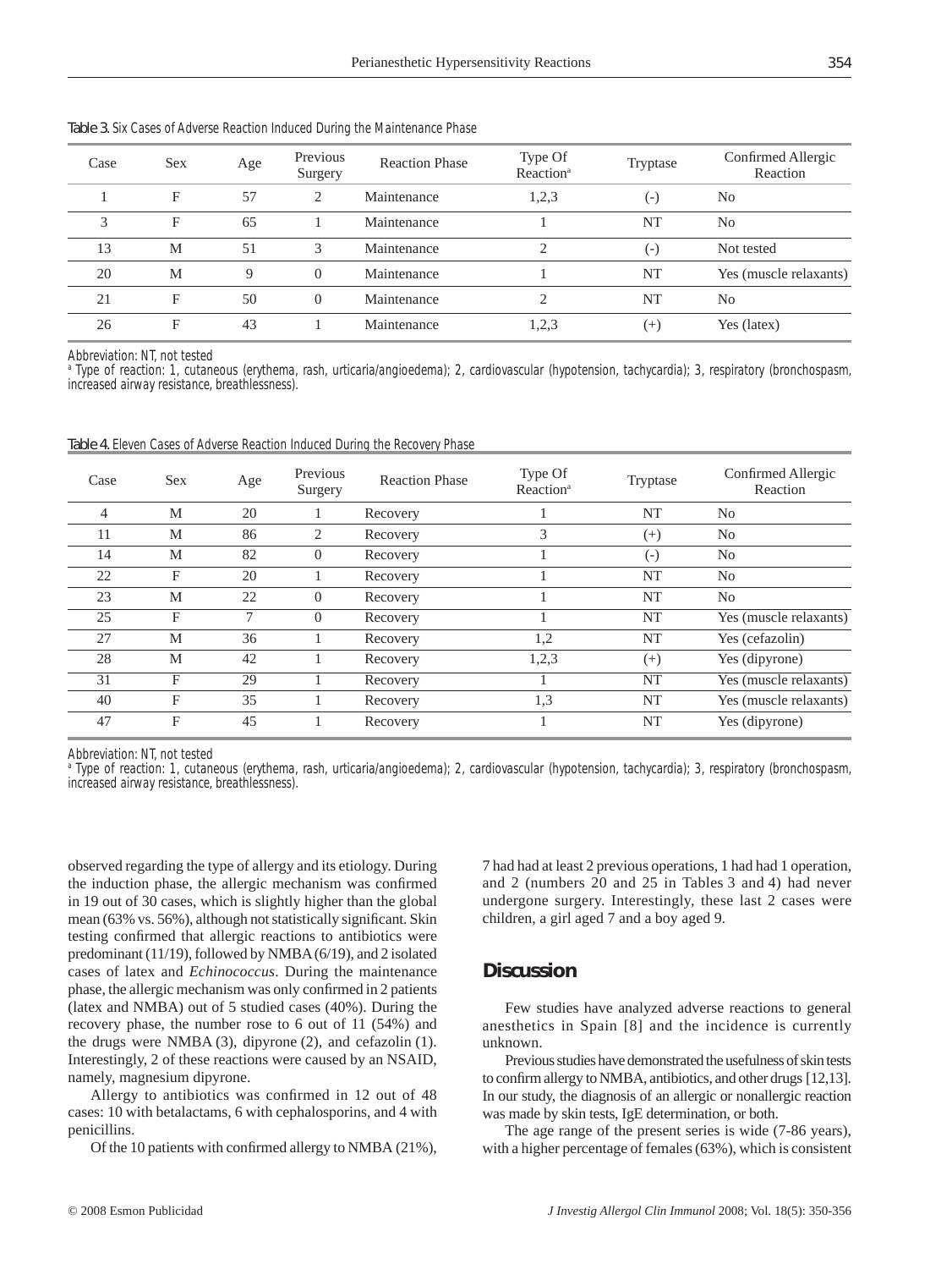**Table 3.** Six Cases of Adverse Reaction Induced During the Maintenance Phase

| Case | Sex | Age | Previous Surgery | Reaction Phase | Type Of Reaction[a] | Tryptase | Confirmed Allergic Reaction |
|---|---|---|---|---|---|---|---|
| 1 | F | 57 | 2 | Maintenance | 1,2,3 | (-) | No |
| 3 | F | 65 | 1 | Maintenance | 1 | NT | No |
| 13 | M | 51 | 3 | Maintenance | 2 | (-) | Not tested |
| 20 | M | 9 | 0 | Maintenance | 1 | NT | Yes (muscle relaxants) |
| 21 | F | 50 | 0 | Maintenance | 2 | NT | No |
| 26 | F | 43 | 1 | Maintenance | 1,2,3 | (+) | Yes (latex) |

Abbreviation: NT, not tested
[a] Type of reaction: 1, cutaneous (erythema, rash, urticaria/angioedema); 2, cardiovascular (hypotension, tachycardia); 3, respiratory (bronchospasm, increased airway resistance, breathlessness).

**Table 4.** Eleven Cases of Adverse Reaction Induced During the Recovery Phase

| Case | Sex | Age | Previous Surgery | Reaction Phase | Type Of Reaction[a] | Tryptase | Confirmed Allergic Reaction |
|---|---|---|---|---|---|---|---|
| 4 | M | 20 | 1 | Recovery | 1 | NT | No |
| 11 | M | 86 | 2 | Recovery | 3 | (+) | No |
| 14 | M | 82 | 0 | Recovery | 1 | (-) | No |
| 22 | F | 20 | 1 | Recovery | 1 | NT | No |
| 23 | M | 22 | 0 | Recovery | 1 | NT | No |
| 25 | F | 7 | 0 | Recovery | 1 | NT | Yes (muscle relaxants) |
| 27 | M | 36 | 1 | Recovery | 1,2 | NT | Yes (cefazolin) |
| 28 | M | 42 | 1 | Recovery | 1,2,3 | (+) | Yes (dipyrone) |
| 31 | F | 29 | 1 | Recovery | 1 | NT | Yes (muscle relaxants) |
| 40 | F | 35 | 1 | Recovery | 1,3 | NT | Yes (muscle relaxants) |
| 47 | F | 45 | 1 | Recovery | 1 | NT | Yes (dipyrone) |

Abbreviation: NT, not tested
[a] Type of reaction: 1, cutaneous (erythema, rash, urticaria/angioedema); 2, cardiovascular (hypotension, tachycardia); 3, respiratory (bronchospasm, increased airway resistance, breathlessness).

observed regarding the type of allergy and its etiology. During the induction phase, the allergic mechanism was confirmed in 19 out of 30 cases, which is slightly higher than the global mean (63% vs. 56%), although not statistically significant. Skin testing confirmed that allergic reactions to antibiotics were predominant (11/19), followed by NMBA (6/19), and 2 isolated cases of latex and *Echinococcus*. During the maintenance phase, the allergic mechanism was only confirmed in 2 patients (latex and NMBA) out of 5 studied cases (40%). During the recovery phase, the number rose to 6 out of 11 (54%) and the drugs were NMBA (3), dipyrone (2), and cefazolin (1). Interestingly, 2 of these reactions were caused by an NSAID, namely, magnesium dipyrone.

Allergy to antibiotics was confirmed in 12 out of 48 cases: 10 with betalactams, 6 with cephalosporins, and 4 with penicillins.

Of the 10 patients with confirmed allergy to NMBA (21%), 7 had had at least 2 previous operations, 1 had had 1 operation, and 2 (numbers 20 and 25 in Tables 3 and 4) had never undergone surgery. Interestingly, these last 2 cases were children, a girl aged 7 and a boy aged 9.

## Discussion

Few studies have analyzed adverse reactions to general anesthetics in Spain [8] and the incidence is currently unknown.

Previous studies have demonstrated the usefulness of skin tests to confirm allergy to NMBA, antibiotics, and other drugs [12,13]. In our study, the diagnosis of an allergic or nonallergic reaction was made by skin tests, IgE determination, or both.

The age range of the present series is wide (7-86 years), with a higher percentage of females (63%), which is consistent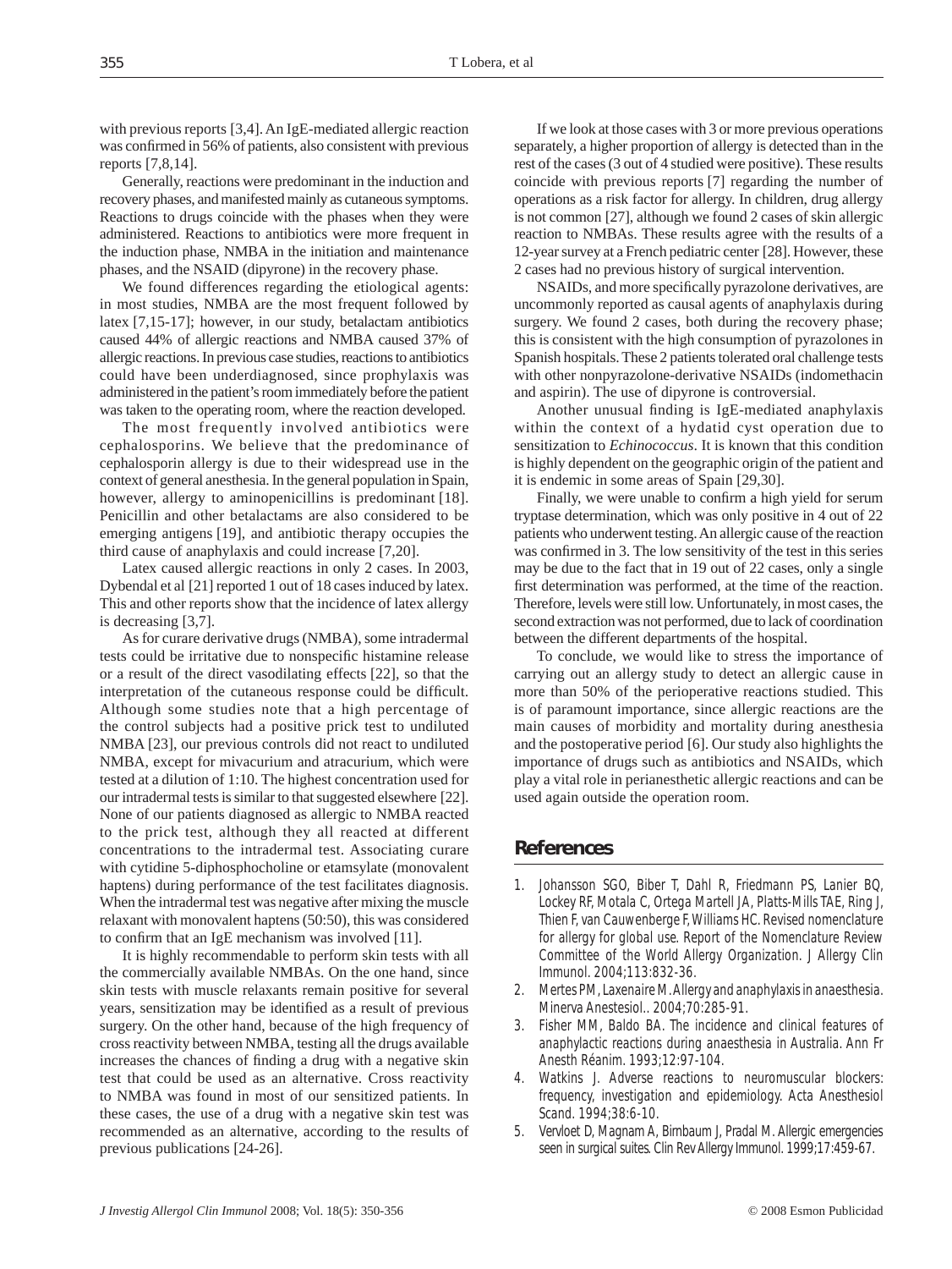with previous reports [3,4]. An IgE-mediated allergic reaction was confirmed in 56% of patients, also consistent with previous reports [7,8,14].

Generally, reactions were predominant in the induction and recovery phases, and manifested mainly as cutaneous symptoms. Reactions to drugs coincide with the phases when they were administered. Reactions to antibiotics were more frequent in the induction phase, NMBA in the initiation and maintenance phases, and the NSAID (dipyrone) in the recovery phase.

We found differences regarding the etiological agents: in most studies, NMBA are the most frequent followed by latex [7,15-17]; however, in our study, betalactam antibiotics caused 44% of allergic reactions and NMBA caused 37% of allergic reactions. In previous case studies, reactions to antibiotics could have been underdiagnosed, since prophylaxis was administered in the patient's room immediately before the patient was taken to the operating room, where the reaction developed.

The most frequently involved antibiotics were cephalosporins. We believe that the predominance of cephalosporin allergy is due to their widespread use in the context of general anesthesia. In the general population in Spain, however, allergy to aminopenicillins is predominant [18]. Penicillin and other betalactams are also considered to be emerging antigens [19], and antibiotic therapy occupies the third cause of anaphylaxis and could increase [7,20].

Latex caused allergic reactions in only 2 cases. In 2003, Dybendal et al [21] reported 1 out of 18 cases induced by latex. This and other reports show that the incidence of latex allergy is decreasing [3,7].

As for curare derivative drugs (NMBA), some intradermal tests could be irritative due to nonspecific histamine release or a result of the direct vasodilating effects [22], so that the interpretation of the cutaneous response could be difficult. Although some studies note that a high percentage of the control subjects had a positive prick test to undiluted NMBA [23], our previous controls did not react to undiluted NMBA, except for mivacurium and atracurium, which were tested at a dilution of 1:10. The highest concentration used for our intradermal tests is similar to that suggested elsewhere [22]. None of our patients diagnosed as allergic to NMBA reacted to the prick test, although they all reacted at different concentrations to the intradermal test. Associating curare with cytidine 5-diphosphocholine or etamsylate (monovalent haptens) during performance of the test facilitates diagnosis. When the intradermal test was negative after mixing the muscle relaxant with monovalent haptens (50:50), this was considered to confirm that an IgE mechanism was involved [11].

It is highly recommendable to perform skin tests with all the commercially available NMBAs. On the one hand, since skin tests with muscle relaxants remain positive for several years, sensitization may be identified as a result of previous surgery. On the other hand, because of the high frequency of cross reactivity between NMBA, testing all the drugs available increases the chances of finding a drug with a negative skin test that could be used as an alternative. Cross reactivity to NMBA was found in most of our sensitized patients. In these cases, the use of a drug with a negative skin test was recommended as an alternative, according to the results of previous publications [24-26].

If we look at those cases with 3 or more previous operations separately, a higher proportion of allergy is detected than in the rest of the cases (3 out of 4 studied were positive). These results coincide with previous reports [7] regarding the number of operations as a risk factor for allergy. In children, drug allergy is not common [27], although we found 2 cases of skin allergic reaction to NMBAs. These results agree with the results of a 12-year survey at a French pediatric center [28]. However, these 2 cases had no previous history of surgical intervention.

NSAIDs, and more specifically pyrazolone derivatives, are uncommonly reported as causal agents of anaphylaxis during surgery. We found 2 cases, both during the recovery phase; this is consistent with the high consumption of pyrazolones in Spanish hospitals. These 2 patients tolerated oral challenge tests with other nonpyrazolone-derivative NSAIDs (indomethacin and aspirin). The use of dipyrone is controversial.

Another unusual finding is IgE-mediated anaphylaxis within the context of a hydatid cyst operation due to sensitization to *Echinococcus*. It is known that this condition is highly dependent on the geographic origin of the patient and it is endemic in some areas of Spain [29,30].

Finally, we were unable to confirm a high yield for serum tryptase determination, which was only positive in 4 out of 22 patients who underwent testing. An allergic cause of the reaction was confirmed in 3. The low sensitivity of the test in this series may be due to the fact that in 19 out of 22 cases, only a single first determination was performed, at the time of the reaction. Therefore, levels were still low. Unfortunately, in most cases, the second extraction was not performed, due to lack of coordination between the different departments of the hospital.

To conclude, we would like to stress the importance of carrying out an allergy study to detect an allergic cause in more than 50% of the perioperative reactions studied. This is of paramount importance, since allergic reactions are the main causes of morbidity and mortality during anesthesia and the postoperative period [6]. Our study also highlights the importance of drugs such as antibiotics and NSAIDs, which play a vital role in perianesthetic allergic reactions and can be used again outside the operation room.

## References

1. Johansson SGO, Biber T, Dahl R, Friedmann PS, Lanier BQ, Lockey RF, Motala C, Ortega Martell JA, Platts-Mills TAE, Ring J, Thien F, van Cauwenberge F, Williams HC. Revised nomenclature for allergy for global use. Report of the Nomenclature Review Committee of the World Allergy Organization. J Allergy Clin Immunol. 2004;113:832-36.
2. Mertes PM, Laxenaire M. Allergy and anaphylaxis in anaesthesia. Minerva Anestesiol.. 2004;70:285-91.
3. Fisher MM, Baldo BA. The incidence and clinical features of anaphylactic reactions during anaesthesia in Australia. Ann Fr Anesth Réanim. 1993;12:97-104.
4. Watkins J. Adverse reactions to neuromuscular blockers: frequency, investigation and epidemiology. Acta Anesthesiol Scand. 1994;38:6-10.
5. Vervloet D, Magnam A, Birnbaum J, Pradal M. Allergic emergencies seen in surgical suites. Clin Rev Allergy Immunol. 1999;17:459-67.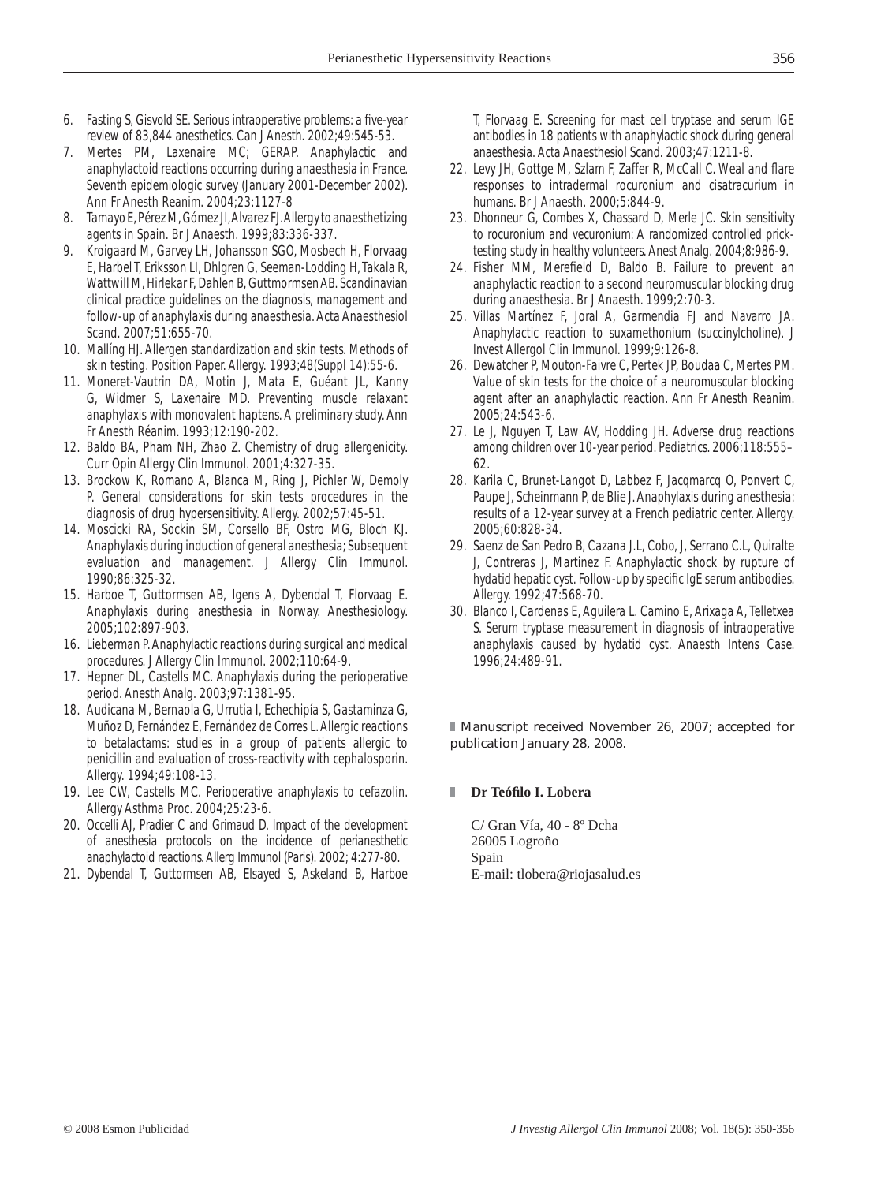6. Fasting S, Gisvold SE. Serious intraoperative problems: a five-year review of 83,844 anesthetics. Can J Anesth. 2002;49:545-53.
7. Mertes PM, Laxenaire MC; GERAP. Anaphylactic and anaphylactoid reactions occurring during anaesthesia in France. Seventh epidemiologic survey (January 2001-December 2002). Ann Fr Anesth Reanim. 2004;23:1127-8
8. Tamayo E, Pérez M, Gómez JI, Alvarez FJ. Allergy to anaesthetizing agents in Spain. Br J Anaesth. 1999;83:336-337.
9. Kroigaard M, Garvey LH, Johansson SGO, Mosbech H, Florvaag E, Harbel T, Eriksson LI, Dhlgren G, Seeman-Lodding H, Takala R, Wattwill M, Hirlekar F, Dahlen B, Guttmormsen AB. Scandinavian clinical practice guidelines on the diagnosis, management and follow-up of anaphylaxis during anaesthesia. Acta Anaesthesiol Scand. 2007;51:655-70.
10. Mallíng HJ. Allergen standardization and skin tests. Methods of skin testing. Position Paper. Allergy. 1993;48(Suppl 14):55-6.
11. Moneret-Vautrin DA, Motin J, Mata E, Guéant JL, Kanny G, Widmer S, Laxenaire MD. Preventing muscle relaxant anaphylaxis with monovalent haptens. A preliminary study. Ann Fr Anesth Réanim. 1993;12:190-202.
12. Baldo BA, Pham NH, Zhao Z. Chemistry of drug allergenicity. Curr Opin Allergy Clin Immunol. 2001;4:327-35.
13. Brockow K, Romano A, Blanca M, Ring J, Pichler W, Demoly P. General considerations for skin tests procedures in the diagnosis of drug hypersensitivity. Allergy. 2002;57:45-51.
14. Moscicki RA, Sockin SM, Corsello BF, Ostro MG, Bloch KJ. Anaphylaxis during induction of general anesthesia; Subsequent evaluation and management. J Allergy Clin Immunol. 1990;86:325-32.
15. Harboe T, Guttormsen AB, Igens A, Dybendal T, Florvaag E. Anaphylaxis during anesthesia in Norway. Anesthesiology. 2005;102:897-903.
16. Lieberman P. Anaphylactic reactions during surgical and medical procedures. J Allergy Clin Immunol. 2002;110:64-9.
17. Hepner DL, Castells MC. Anaphylaxis during the perioperative period. Anesth Analg. 2003;97:1381-95.
18. Audicana M, Bernaola G, Urrutia I, Echechipía S, Gastaminza G, Muñoz D, Fernández E, Fernández de Corres L. Allergic reactions to betalactams: studies in a group of patients allergic to penicillin and evaluation of cross-reactivity with cephalosporin. Allergy. 1994;49:108-13.
19. Lee CW, Castells MC. Perioperative anaphylaxis to cefazolin. Allergy Asthma Proc. 2004;25:23-6.
20. Occelli AJ, Pradier C and Grimaud D. Impact of the development of anesthesia protocols on the incidence of perianesthetic anaphylactoid reactions. Allerg Immunol (Paris). 2002; 4:277-80.
21. Dybendal T, Guttormsen AB, Elsayed S, Askeland B, Harboe T, Florvaag E. Screening for mast cell tryptase and serum IGE antibodies in 18 patients with anaphylactic shock during general anaesthesia. Acta Anaesthesiol Scand. 2003;47:1211-8.
22. Levy JH, Gottge M, Szlam F, Zaffer R, McCall C. Weal and flare responses to intradermal rocuronium and cisatracurium in humans. Br J Anaesth. 2000;5:844-9.
23. Dhonneur G, Combes X, Chassard D, Merle JC. Skin sensitivity to rocuronium and vecuronium: A randomized controlled prick-testing study in healthy volunteers. Anest Analg. 2004;8:986-9.
24. Fisher MM, Merefield D, Baldo B. Failure to prevent an anaphylactic reaction to a second neuromuscular blocking drug during anaesthesia. Br J Anaesth. 1999;2:70-3.
25. Villas Martínez F, Joral A, Garmendia FJ and Navarro JA. Anaphylactic reaction to suxamethonium (succinylcholine). J Invest Allergol Clin Immunol. 1999;9:126-8.
26. Dewatcher P, Mouton-Faivre C, Pertek JP, Boudaa C, Mertes PM. Value of skin tests for the choice of a neuromuscular blocking agent after an anaphylactic reaction. Ann Fr Anesth Reanim. 2005;24:543-6.
27. Le J, Nguyen T, Law AV, Hodding JH. Adverse drug reactions among children over 10-year period. Pediatrics. 2006;118:555–62.
28. Karila C, Brunet-Langot D, Labbez F, Jacqmarcq O, Ponvert C, Paupe J, Scheinmann P, de Blie J. Anaphylaxis during anesthesia: results of a 12-year survey at a French pediatric center. Allergy. 2005;60:828-34.
29. Saenz de San Pedro B, Cazana J.L, Cobo, J, Serrano C.L, Quiralte J, Contreras J, Martinez F. Anaphylactic shock by rupture of hydatid hepatic cyst. Follow-up by specific IgE serum antibodies. Allergy. 1992;47:568-70.
30. Blanco I, Cardenas E, Aguilera L. Camino E, Arixaga A, Telletxea S. Serum tryptase measurement in diagnosis of intraoperative anaphylaxis caused by hydatid cyst. Anaesth Intens Case. 1996;24:489-91.

Manuscript received November 26, 2007; accepted for publication January 28, 2008.

**Dr Teófilo I. Lobera**

C/ Gran Vía, 40 - 8º Dcha
26005 Logroño
Spain
E-mail: tlobera@riojasalud.es